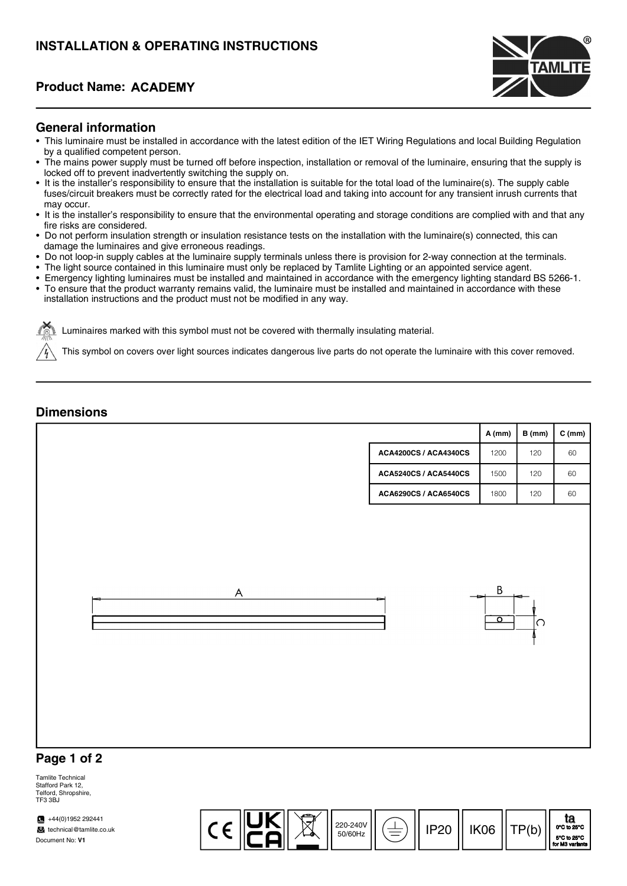# INSTALLATION & OPERATING INSTRUCTIONS

## Product Name: ACADEMY

## General information

- This luminaire must be installed in accordance with the latest edition of the IET Wiring Regulations and local Building Regulation by a qualified competent person.
- The mains power supply must be turned off before inspection, installation or removal of the luminaire, ensuring that the supply is locked off to prevent inadvertently switching the supply on.
- It is the installer's responsibility to ensure that the installation is suitable for the total load of the luminaire(s). The supply cable fuses/circuit breakers must be correctly rated for the electrical load and taking into account for any transient inrush currents that may occur.
- It is the installer's responsibility to ensure that the environmental operating and storage conditions are complied with and that any fire risks are considered.
- Do not perform insulation strength or insulation resistance tests on the installation with the luminaire(s) connected, this can damage the luminaires and give erroneous readings.
- Do not loop-in supply cables at the luminaire supply terminals unless there is provision for 2-way connection at the terminals.
- The light source contained in this luminaire must only be replaced by Tamlite Lighting or an appointed service agent.
- Emergency lighting luminaires must be installed and maintained in accordance with the emergency lighting standard BS 5266-1.
- To ensure that the product warranty remains valid, the luminaire must be installed and maintained in accordance with these installation instructions and the product must not be modified in any way.

Luminaires marked with this symbol must not be covered with thermally insulating material.

This symbol on covers over light sources indicates dangerous live parts do not operate the luminaire with this cover removed.

## Dimensions

| | A (mm) | B (mm) | C (mm) |
|---|---|---|---|
| ACA4200CS / ACA4340CS | 1200 | 120 | 60 |
| ACA5240CS / ACA5440CS | 1500 | 120 | 60 |
| ACA6290CS / ACA6540CS | 1800 | 120 | 60 |

Tamlite Technical
Stafford Park 12,
Telford, Shropshire,
TF3 3BJ

+44(0)1952 292441
technical@tamlite.co.uk
Document No: **V1**

220-240V 50/60Hz | IP20 | IK06 | TP(b) | ta 0°C to 25°C, 5°C to 25°C for M3 variants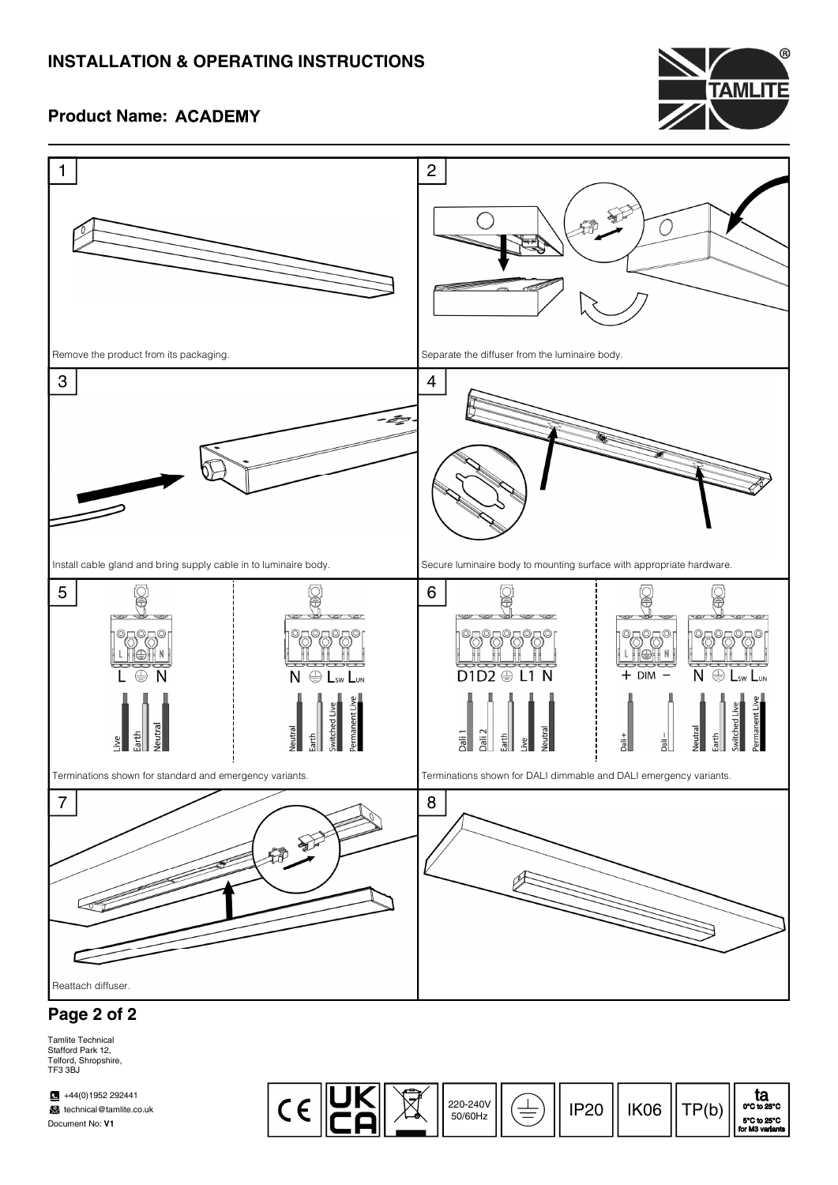# INSTALLATION & OPERATING INSTRUCTIONS

## Product Name: ACADEMY

**1**

Remove the product from its packaging.

**2**

Separate the diffuser from the luminaire body.

**3**

Install cable gland and bring supply cable in to luminaire body.

**4**

Secure luminaire body to mounting surface with appropriate hardware.

**5**

L ⏚ N

Live, Earth, Neutral

N ⏚ $L_{SW}$ $L_{UN}$

Neutral, Earth, Switched Live, Permanent Live

Terminations shown for standard and emergency variants.

**6**

D1 D2 ⏚ L1 N

Dali 1, Dali 2, Earth, Live, Neutral

\+ DIM −

Dali +, Dali −

N ⏚ $L_{SW}$ $L_{UN}$

Neutral, Earth, Switched Live, Permanent Live

Terminations shown for DALI dimmable and DALI emergency variants.

**7**

Reattach diffuser.

**8**

Tamlite Technical
Stafford Park 12,
Telford, Shropshire,
TF3 3BJ

+44(0)1952 292441

technical@tamlite.co.uk

Document No: **V1**

220-240V 50/60Hz | IP20 | IK06 | TP(b)

ta 0°C to 25°C
5°C to 25°C for M3 variants